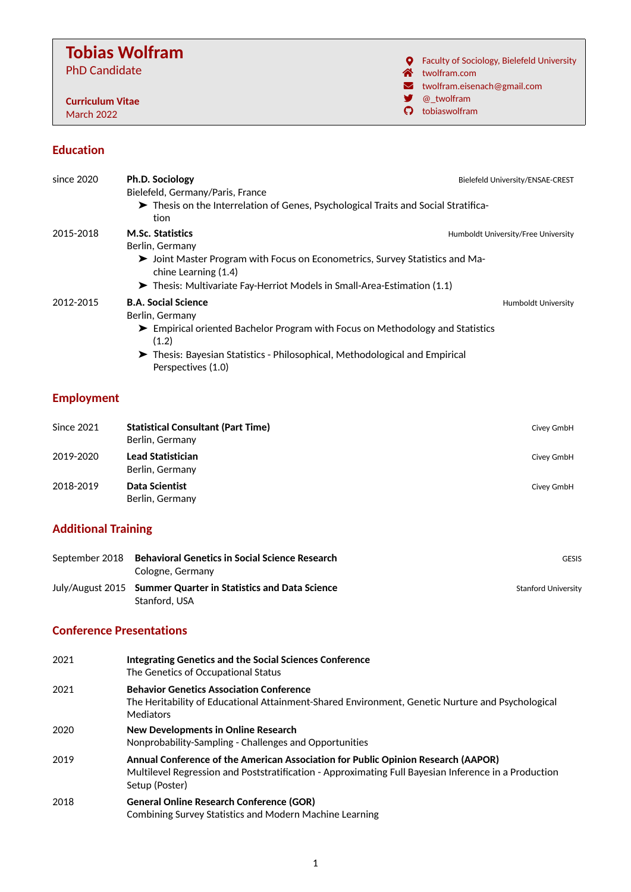# Tobias Wolfram

PhD Candidate

**Curriculum Vitae**
March 2022

Faculty of Sociology, Bielefeld University
twolfram.com
twolfram.eisenach@gmail.com
@_twolfram
tobiaswolfram

## Education

**since 2020** — **Ph.D. Sociology** — Bielefeld University/ENSAE-CREST
Bielefeld, Germany/Paris, France
- Thesis on the Interrelation of Genes, Psychological Traits and Social Stratification

**2015-2018** — **M.Sc. Statistics** — Humboldt University/Free University
Berlin, Germany
- Joint Master Program with Focus on Econometrics, Survey Statistics and Machine Learning (1.4)
- Thesis: Multivariate Fay-Herriot Models in Small-Area-Estimation (1.1)

**2012-2015** — **B.A. Social Science** — Humboldt University
Berlin, Germany
- Empirical oriented Bachelor Program with Focus on Methodology and Statistics (1.2)
- Thesis: Bayesian Statistics - Philosophical, Methodological and Empirical Perspectives (1.0)

## Employment

**Since 2021** — **Statistical Consultant (Part Time)** — Civey GmbH
Berlin, Germany

**2019-2020** — **Lead Statistician** — Civey GmbH
Berlin, Germany

**2018-2019** — **Data Scientist** — Civey GmbH
Berlin, Germany

## Additional Training

**September 2018** — **Behavioral Genetics in Social Science Research** — GESIS
Cologne, Germany

**July/August 2015** — **Summer Quarter in Statistics and Data Science** — Stanford University
Stanford, USA

## Conference Presentations

**2021** — **Integrating Genetics and the Social Sciences Conference**
The Genetics of Occupational Status

**2021** — **Behavior Genetics Association Conference**
The Heritability of Educational Attainment-Shared Environment, Genetic Nurture and Psychological Mediators

**2020** — **New Developments in Online Research**
Nonprobability-Sampling - Challenges and Opportunities

**2019** — **Annual Conference of the American Association for Public Opinion Research (AAPOR)**
Multilevel Regression and Poststratification - Approximating Full Bayesian Inference in a Production Setup (Poster)

**2018** — **General Online Research Conference (GOR)**
Combining Survey Statistics and Modern Machine Learning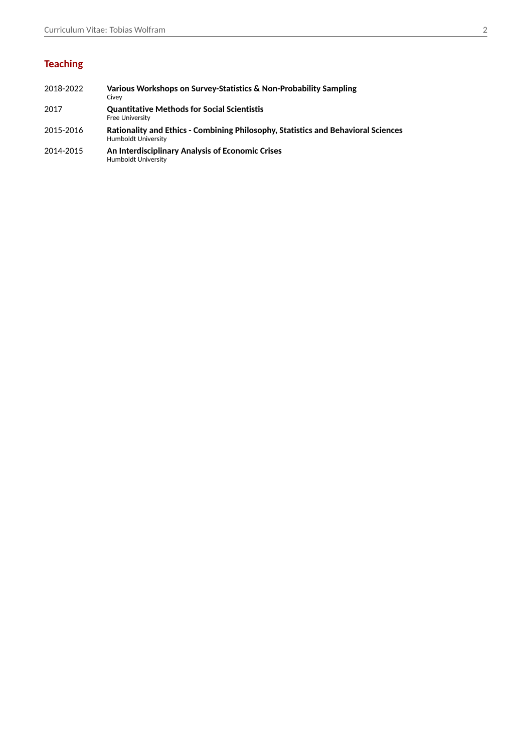## Teaching

2018-2022 **Various Workshops on Survey-Statistics & Non-Probability Sampling**
Civey

2017 **Quantitative Methods for Social Scientistis**
Free University

2015-2016 **Rationality and Ethics - Combining Philosophy, Statistics and Behavioral Sciences**
Humboldt University

2014-2015 **An Interdisciplinary Analysis of Economic Crises**
Humboldt University